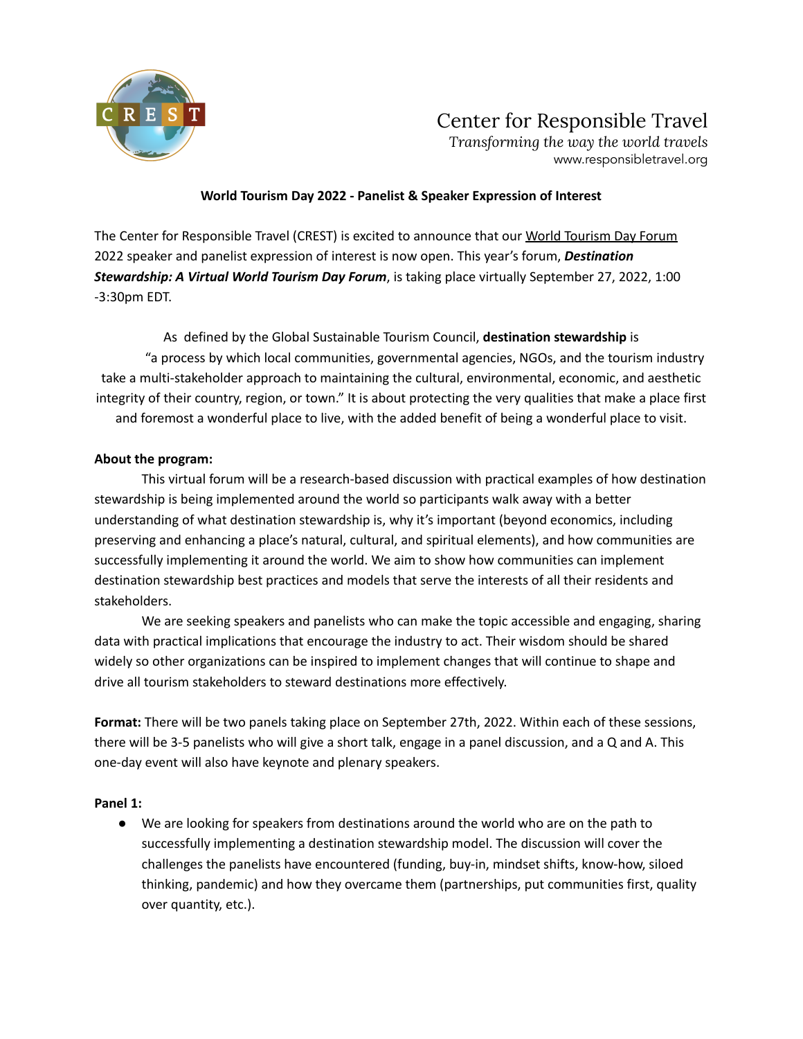Center for Responsible Travel

*Transforming the way the world travels*

www.responsibletravel.org

**World Tourism Day 2022 - Panelist & Speaker Expression of Interest**

The Center for Responsible Travel (CREST) is excited to announce that our World Tourism Day Forum 2022 speaker and panelist expression of interest is now open. This year's forum, ***Destination Stewardship: A Virtual World Tourism Day Forum***, is taking place virtually September 27, 2022, 1:00 -3:30pm EDT.

As defined by the Global Sustainable Tourism Council, **destination stewardship** is "a process by which local communities, governmental agencies, NGOs, and the tourism industry take a multi-stakeholder approach to maintaining the cultural, environmental, economic, and aesthetic integrity of their country, region, or town." It is about protecting the very qualities that make a place first and foremost a wonderful place to live, with the added benefit of being a wonderful place to visit.

**About the program:**

This virtual forum will be a research-based discussion with practical examples of how destination stewardship is being implemented around the world so participants walk away with a better understanding of what destination stewardship is, why it's important (beyond economics, including preserving and enhancing a place's natural, cultural, and spiritual elements), and how communities are successfully implementing it around the world. We aim to show how communities can implement destination stewardship best practices and models that serve the interests of all their residents and stakeholders.

We are seeking speakers and panelists who can make the topic accessible and engaging, sharing data with practical implications that encourage the industry to act. Their wisdom should be shared widely so other organizations can be inspired to implement changes that will continue to shape and drive all tourism stakeholders to steward destinations more effectively.

**Format:** There will be two panels taking place on September 27th, 2022. Within each of these sessions, there will be 3-5 panelists who will give a short talk, engage in a panel discussion, and a Q and A. This one-day event will also have keynote and plenary speakers.

**Panel 1:**

- We are looking for speakers from destinations around the world who are on the path to successfully implementing a destination stewardship model. The discussion will cover the challenges the panelists have encountered (funding, buy-in, mindset shifts, know-how, siloed thinking, pandemic) and how they overcame them (partnerships, put communities first, quality over quantity, etc.).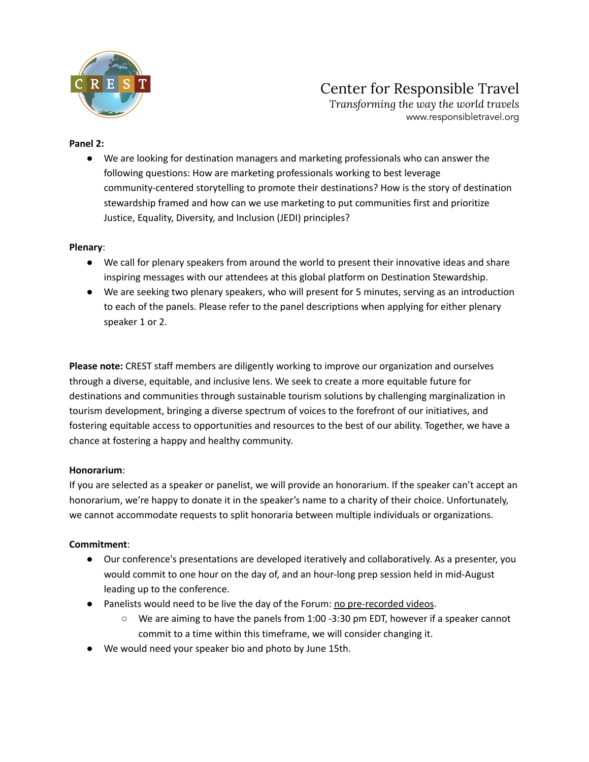**Panel 2:**

- We are looking for destination managers and marketing professionals who can answer the following questions: How are marketing professionals working to best leverage community-centered storytelling to promote their destinations? How is the story of destination stewardship framed and how can we use marketing to put communities first and prioritize Justice, Equality, Diversity, and Inclusion (JEDI) principles?

**Plenary**:

- We call for plenary speakers from around the world to present their innovative ideas and share inspiring messages with our attendees at this global platform on Destination Stewardship.
- We are seeking two plenary speakers, who will present for 5 minutes, serving as an introduction to each of the panels. Please refer to the panel descriptions when applying for either plenary speaker 1 or 2.

**Please note:** CREST staff members are diligently working to improve our organization and ourselves through a diverse, equitable, and inclusive lens. We seek to create a more equitable future for destinations and communities through sustainable tourism solutions by challenging marginalization in tourism development, bringing a diverse spectrum of voices to the forefront of our initiatives, and fostering equitable access to opportunities and resources to the best of our ability. Together, we have a chance at fostering a happy and healthy community.

**Honorarium**:

If you are selected as a speaker or panelist, we will provide an honorarium. If the speaker can't accept an honorarium, we're happy to donate it in the speaker's name to a charity of their choice. Unfortunately, we cannot accommodate requests to split honoraria between multiple individuals or organizations.

**Commitment**:

- Our conference's presentations are developed iteratively and collaboratively. As a presenter, you would commit to one hour on the day of, and an hour-long prep session held in mid-August leading up to the conference.
- Panelists would need to be live the day of the Forum: no pre-recorded videos.
  - We are aiming to have the panels from 1:00 -3:30 pm EDT, however if a speaker cannot commit to a time within this timeframe, we will consider changing it.
- We would need your speaker bio and photo by June 15th.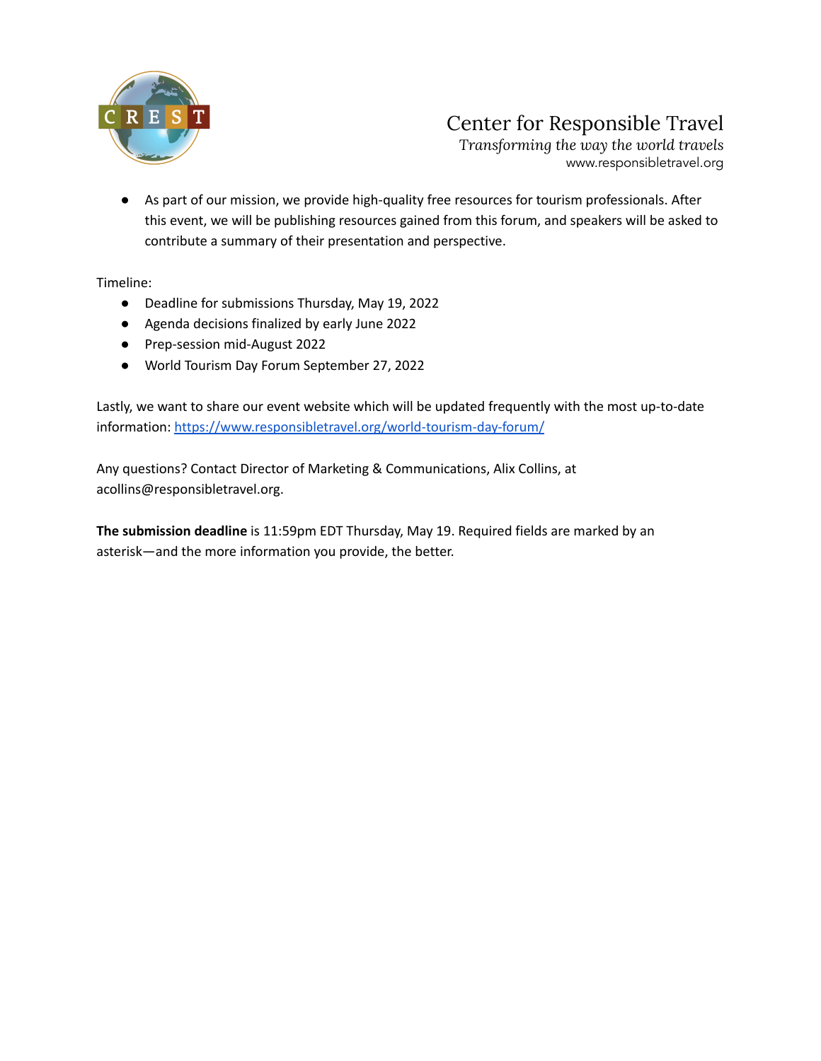Center for Responsible Travel
*Transforming the way the world travels*
www.responsibletravel.org

- As part of our mission, we provide high-quality free resources for tourism professionals. After this event, we will be publishing resources gained from this forum, and speakers will be asked to contribute a summary of their presentation and perspective.

Timeline:

- Deadline for submissions Thursday, May 19, 2022
- Agenda decisions finalized by early June 2022
- Prep-session mid-August 2022
- World Tourism Day Forum September 27, 2022

Lastly, we want to share our event website which will be updated frequently with the most up-to-date information: https://www.responsibletravel.org/world-tourism-day-forum/

Any questions? Contact Director of Marketing & Communications, Alix Collins, at acollins@responsibletravel.org.

**The submission deadline** is 11:59pm EDT Thursday, May 19. Required fields are marked by an asterisk—and the more information you provide, the better.